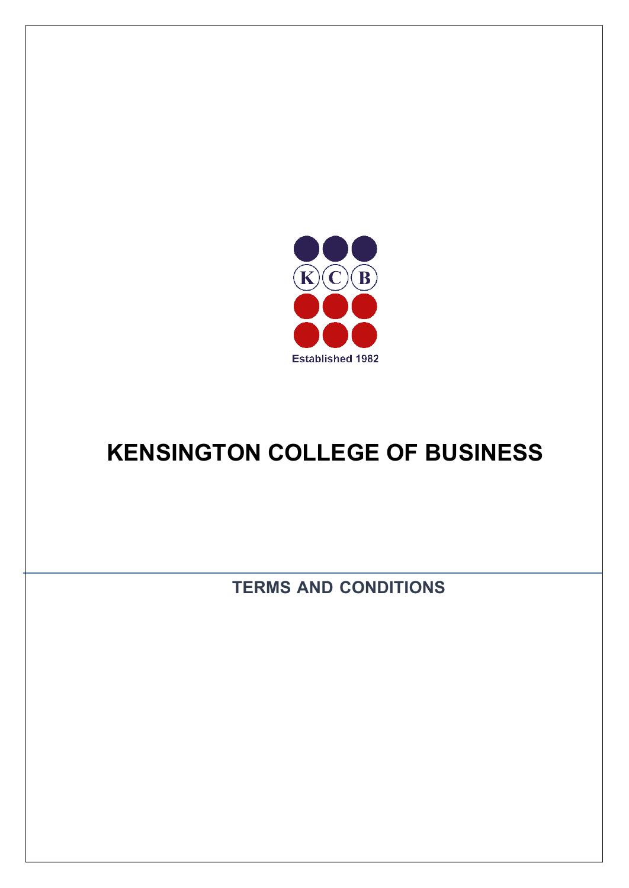K C B

Established 1982

# KENSINGTON COLLEGE OF BUSINESS

## TERMS AND CONDITIONS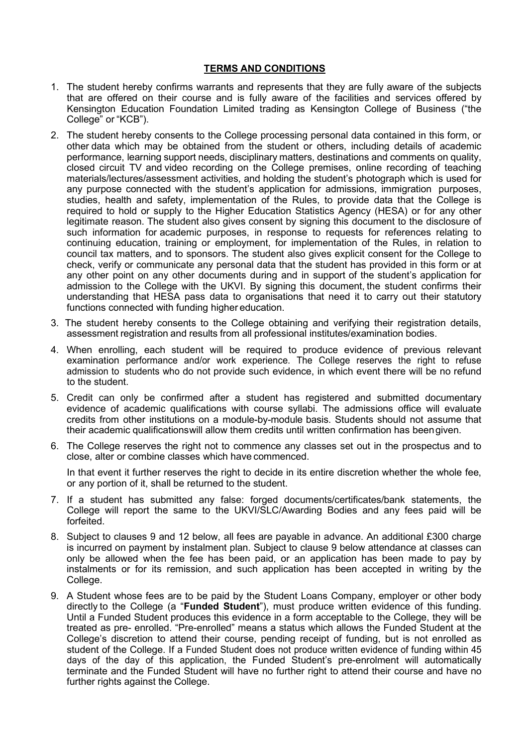## TERMS AND CONDITIONS

1. The student hereby confirms warrants and represents that they are fully aware of the subjects that are offered on their course and is fully aware of the facilities and services offered by Kensington Education Foundation Limited trading as Kensington College of Business ("the College" or "KCB").

2. The student hereby consents to the College processing personal data contained in this form, or other data which may be obtained from the student or others, including details of academic performance, learning support needs, disciplinary matters, destinations and comments on quality, closed circuit TV and video recording on the College premises, online recording of teaching materials/lectures/assessment activities, and holding the student's photograph which is used for any purpose connected with the student's application for admissions, immigration purposes, studies, health and safety, implementation of the Rules, to provide data that the College is required to hold or supply to the Higher Education Statistics Agency (HESA) or for any other legitimate reason. The student also gives consent by signing this document to the disclosure of such information for academic purposes, in response to requests for references relating to continuing education, training or employment, for implementation of the Rules, in relation to council tax matters, and to sponsors. The student also gives explicit consent for the College to check, verify or communicate any personal data that the student has provided in this form or at any other point on any other documents during and in support of the student's application for admission to the College with the UKVI. By signing this document, the student confirms their understanding that HESA pass data to organisations that need it to carry out their statutory functions connected with funding higher education.

3. The student hereby consents to the College obtaining and verifying their registration details, assessment registration and results from all professional institutes/examination bodies.

4. When enrolling, each student will be required to produce evidence of previous relevant examination performance and/or work experience. The College reserves the right to refuse admission to students who do not provide such evidence, in which event there will be no refund to the student.

5. Credit can only be confirmed after a student has registered and submitted documentary evidence of academic qualifications with course syllabi. The admissions office will evaluate credits from other institutions on a module-by-module basis. Students should not assume that their academic qualificationswill allow them credits until written confirmation has beengiven.

6. The College reserves the right not to commence any classes set out in the prospectus and to close, alter or combine classes which have commenced.

   In that event it further reserves the right to decide in its entire discretion whether the whole fee, or any portion of it, shall be returned to the student.

7. If a student has submitted any false: forged documents/certificates/bank statements, the College will report the same to the UKVI/SLC/Awarding Bodies and any fees paid will be forfeited.

8. Subject to clauses 9 and 12 below, all fees are payable in advance. An additional £300 charge is incurred on payment by instalment plan. Subject to clause 9 below attendance at classes can only be allowed when the fee has been paid, or an application has been made to pay by instalments or for its remission, and such application has been accepted in writing by the College.

9. A Student whose fees are to be paid by the Student Loans Company, employer or other body directly to the College (a "**Funded Student**"), must produce written evidence of this funding. Until a Funded Student produces this evidence in a form acceptable to the College, they will be treated as pre- enrolled. "Pre-enrolled" means a status which allows the Funded Student at the College's discretion to attend their course, pending receipt of funding, but is not enrolled as student of the College. If a Funded Student does not produce written evidence of funding within 45 days of the day of this application, the Funded Student's pre-enrolment will automatically terminate and the Funded Student will have no further right to attend their course and have no further rights against the College.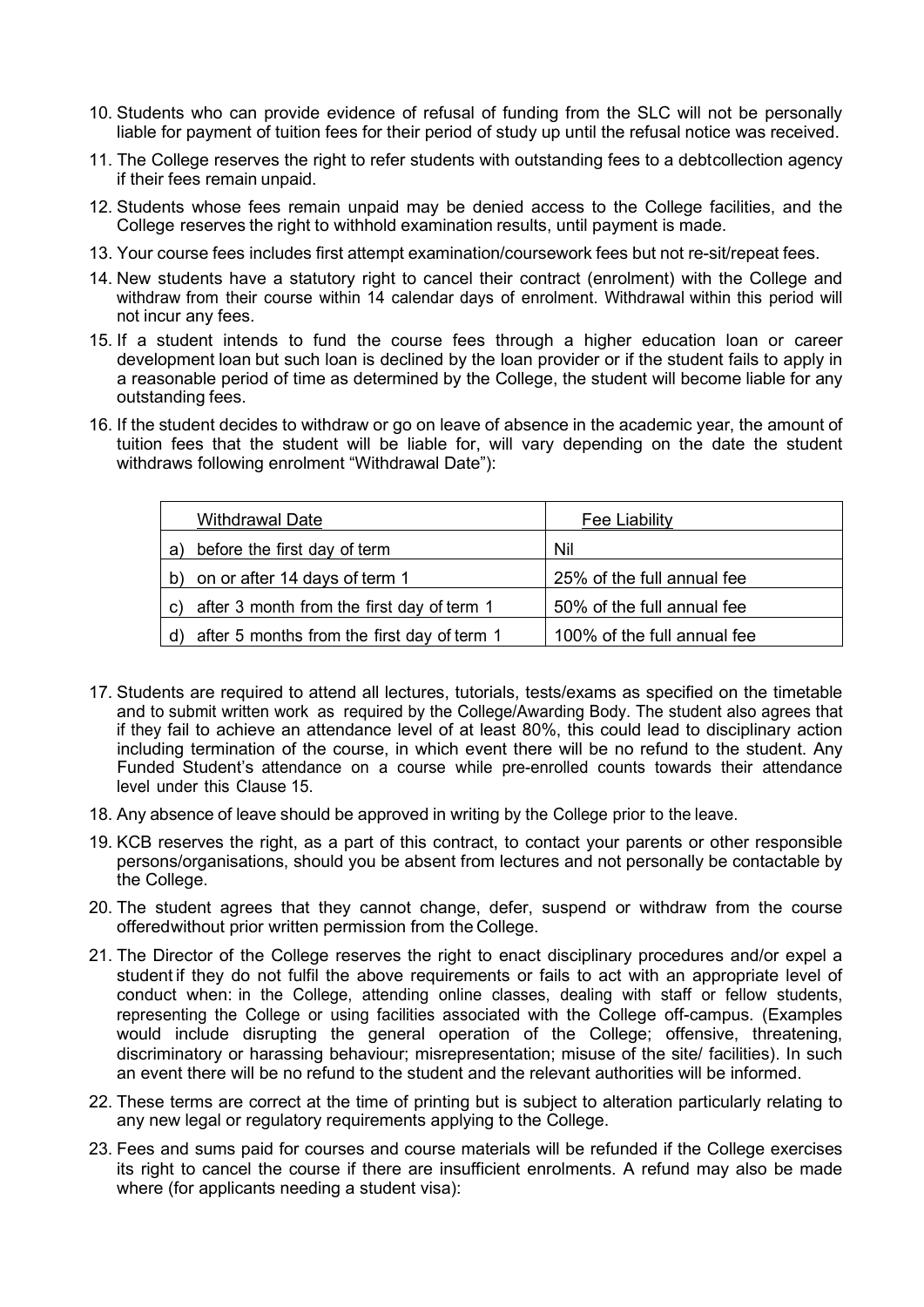10. Students who can provide evidence of refusal of funding from the SLC will not be personally liable for payment of tuition fees for their period of study up until the refusal notice was received.

11. The College reserves the right to refer students with outstanding fees to a debtcollection agency if their fees remain unpaid.

12. Students whose fees remain unpaid may be denied access to the College facilities, and the College reserves the right to withhold examination results, until payment is made.

13. Your course fees includes first attempt examination/coursework fees but not re-sit/repeat fees.

14. New students have a statutory right to cancel their contract (enrolment) with the College and withdraw from their course within 14 calendar days of enrolment. Withdrawal within this period will not incur any fees.

15. If a student intends to fund the course fees through a higher education loan or career development loan but such loan is declined by the loan provider or if the student fails to apply in a reasonable period of time as determined by the College, the student will become liable for any outstanding fees.

16. If the student decides to withdraw or go on leave of absence in the academic year, the amount of tuition fees that the student will be liable for, will vary depending on the date the student withdraws following enrolment "Withdrawal Date"):

| Withdrawal Date | Fee Liability |
|---|---|
| a) before the first day of term | Nil |
| b) on or after 14 days of term 1 | 25% of the full annual fee |
| c) after 3 month from the first day of term 1 | 50% of the full annual fee |
| d) after 5 months from the first day of term 1 | 100% of the full annual fee |

17. Students are required to attend all lectures, tutorials, tests/exams as specified on the timetable and to submit written work as required by the College/Awarding Body. The student also agrees that if they fail to achieve an attendance level of at least 80%, this could lead to disciplinary action including termination of the course, in which event there will be no refund to the student. Any Funded Student's attendance on a course while pre-enrolled counts towards their attendance level under this Clause 15.

18. Any absence of leave should be approved in writing by the College prior to the leave.

19. KCB reserves the right, as a part of this contract, to contact your parents or other responsible persons/organisations, should you be absent from lectures and not personally be contactable by the College.

20. The student agrees that they cannot change, defer, suspend or withdraw from the course offeredwithout prior written permission from the College.

21. The Director of the College reserves the right to enact disciplinary procedures and/or expel a student if they do not fulfil the above requirements or fails to act with an appropriate level of conduct when: in the College, attending online classes, dealing with staff or fellow students, representing the College or using facilities associated with the College off-campus. (Examples would include disrupting the general operation of the College; offensive, threatening, discriminatory or harassing behaviour; misrepresentation; misuse of the site/ facilities). In such an event there will be no refund to the student and the relevant authorities will be informed.

22. These terms are correct at the time of printing but is subject to alteration particularly relating to any new legal or regulatory requirements applying to the College.

23. Fees and sums paid for courses and course materials will be refunded if the College exercises its right to cancel the course if there are insufficient enrolments. A refund may also be made where (for applicants needing a student visa):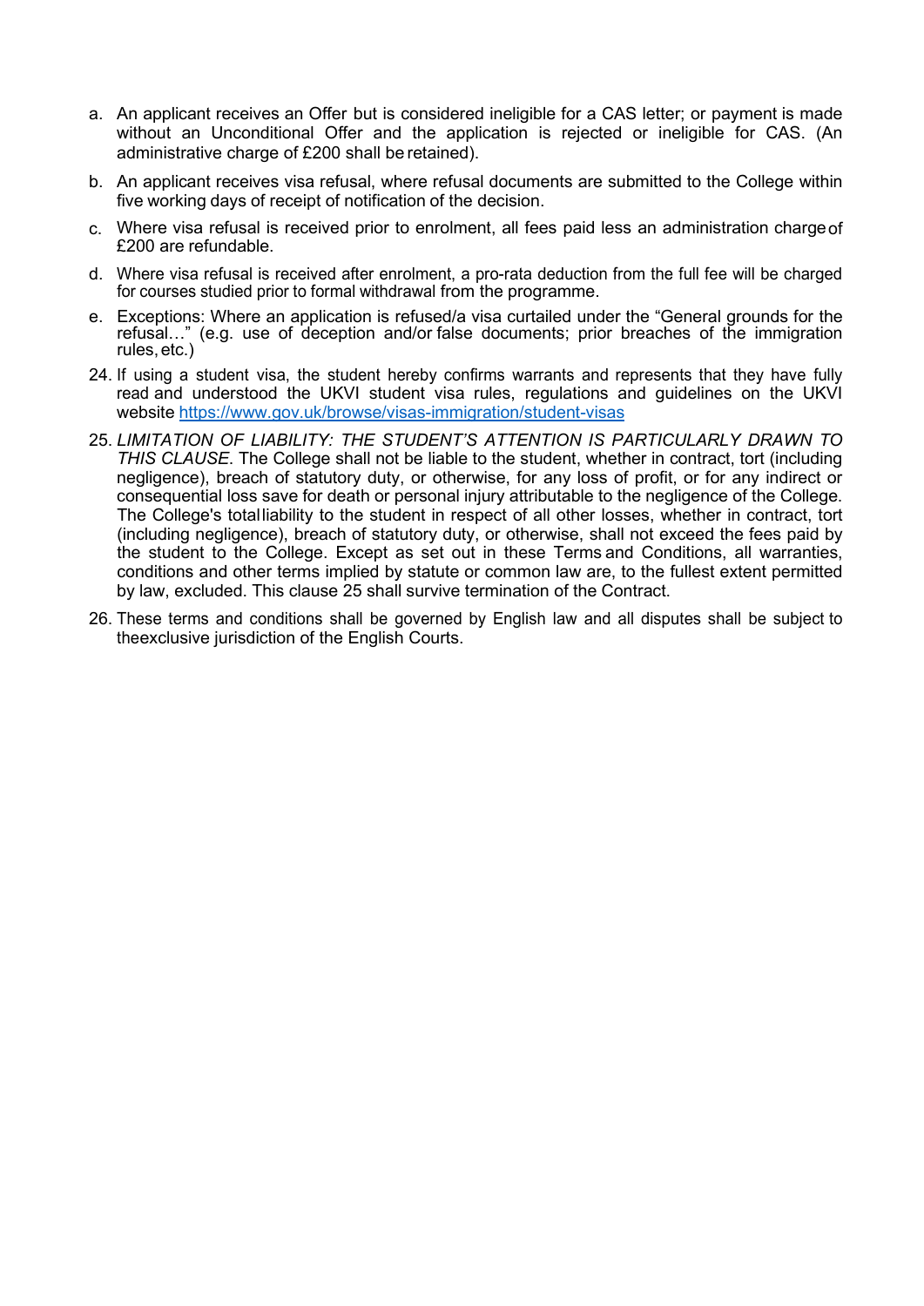a. An applicant receives an Offer but is considered ineligible for a CAS letter; or payment is made without an Unconditional Offer and the application is rejected or ineligible for CAS. (An administrative charge of £200 shall be retained).
b. An applicant receives visa refusal, where refusal documents are submitted to the College within five working days of receipt of notification of the decision.
c. Where visa refusal is received prior to enrolment, all fees paid less an administration charge of £200 are refundable.
d. Where visa refusal is received after enrolment, a pro-rata deduction from the full fee will be charged for courses studied prior to formal withdrawal from the programme.
e. Exceptions: Where an application is refused/a visa curtailed under the "General grounds for the refusal…" (e.g. use of deception and/or false documents; prior breaches of the immigration rules, etc.)

24. If using a student visa, the student hereby confirms warrants and represents that they have fully read and understood the UKVI student visa rules, regulations and guidelines on the UKVI website https://www.gov.uk/browse/visas-immigration/student-visas
25. *LIMITATION OF LIABILITY: THE STUDENT'S ATTENTION IS PARTICULARLY DRAWN TO THIS CLAUSE.* The College shall not be liable to the student, whether in contract, tort (including negligence), breach of statutory duty, or otherwise, for any loss of profit, or for any indirect or consequential loss save for death or personal injury attributable to the negligence of the College. The College's total liability to the student in respect of all other losses, whether in contract, tort (including negligence), breach of statutory duty, or otherwise, shall not exceed the fees paid by the student to the College. Except as set out in these Terms and Conditions, all warranties, conditions and other terms implied by statute or common law are, to the fullest extent permitted by law, excluded. This clause 25 shall survive termination of the Contract.
26. These terms and conditions shall be governed by English law and all disputes shall be subject to theexclusive jurisdiction of the English Courts.